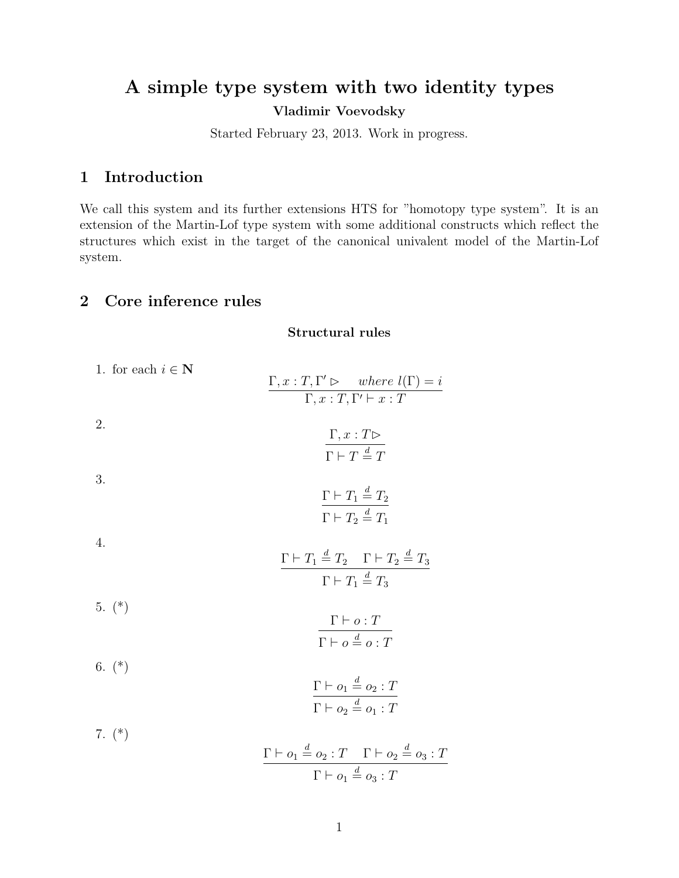# A simple type system with two identity types

**Vladimir Voevodsky**

Started February 23, 2013. Work in progress.

## 1 Introduction

We call this system and its further extensions HTS for "homotopy type system". It is an extension of the Martin-Lof type system with some additional constructs which reflect the structures which exist in the target of the canonical univalent model of the Martin-Lof system.

## 2 Core inference rules

### Structural rules

1. for each $i \in \mathbf{N}$

$$\frac{\Gamma, x : T, \Gamma' \rhd \quad \textit{where } l(\Gamma) = i}{\Gamma, x : T, \Gamma' \vdash x : T}$$

2.

$$\frac{\Gamma, x : T \rhd}{\Gamma \vdash T \stackrel{d}{=} T}$$

3.

$$\frac{\Gamma \vdash T_1 \stackrel{d}{=} T_2}{\Gamma \vdash T_2 \stackrel{d}{=} T_1}$$

4.

$$\frac{\Gamma \vdash T_1 \stackrel{d}{=} T_2 \quad \Gamma \vdash T_2 \stackrel{d}{=} T_3}{\Gamma \vdash T_1 \stackrel{d}{=} T_3}$$

5. (*)

$$\frac{\Gamma \vdash o : T}{\Gamma \vdash o \stackrel{d}{=} o : T}$$

6. (*)

$$\frac{\Gamma \vdash o_1 \stackrel{d}{=} o_2 : T}{\Gamma \vdash o_2 \stackrel{d}{=} o_1 : T}$$

7. (*)

$$\frac{\Gamma \vdash o_1 \stackrel{d}{=} o_2 : T \quad \Gamma \vdash o_2 \stackrel{d}{=} o_3 : T}{\Gamma \vdash o_1 \stackrel{d}{=} o_3 : T}$$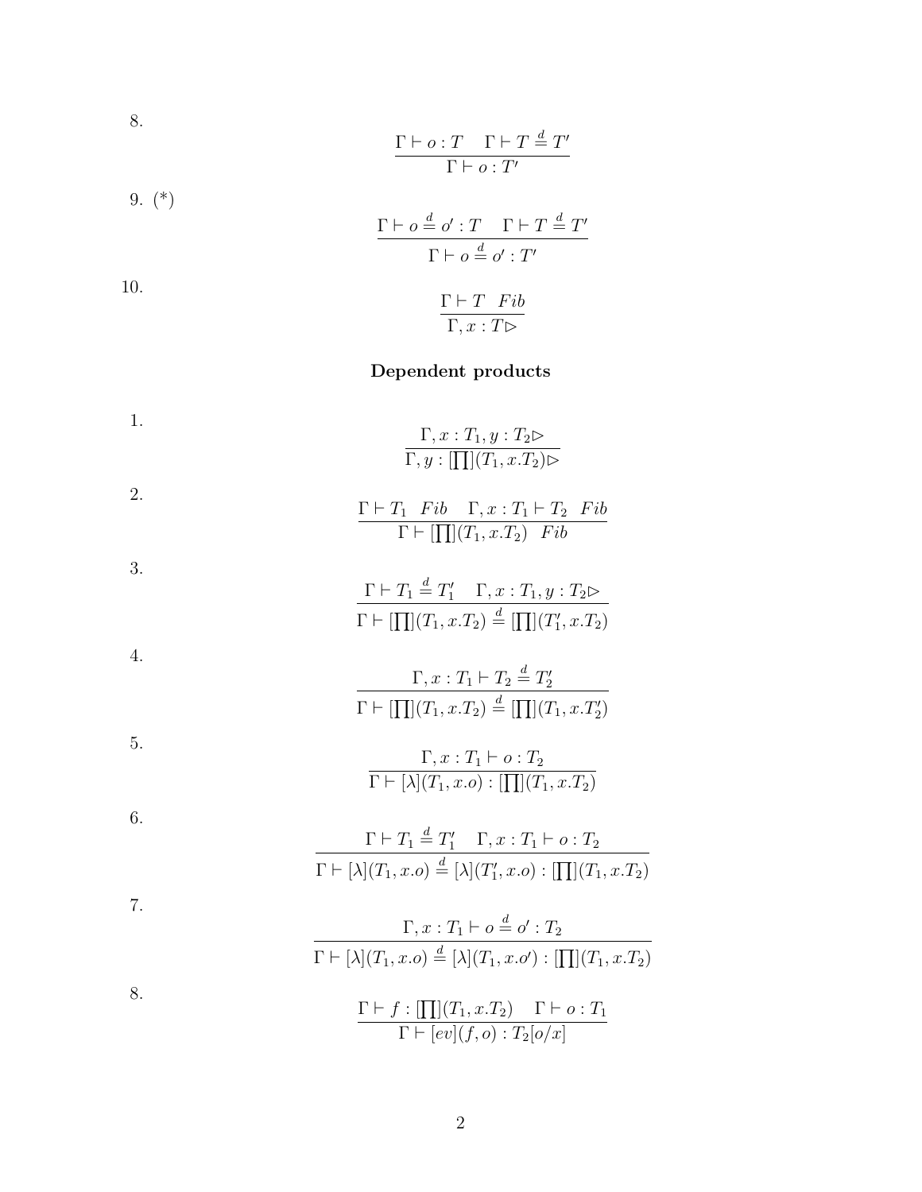8.

$$\frac{\Gamma \vdash o : T \quad \Gamma \vdash T \stackrel{d}{=} T'}{\Gamma \vdash o : T'}$$

9. (*)

$$\frac{\Gamma \vdash o \stackrel{d}{=} o' : T \quad \Gamma \vdash T \stackrel{d}{=} T'}{\Gamma \vdash o \stackrel{d}{=} o' : T'}$$

10.

$$\frac{\Gamma \vdash T \quad Fib}{\Gamma, x : T \rhd}$$

**Dependent products**

1.

$$\frac{\Gamma, x : T_1, y : T_2 \rhd}{\Gamma, y : [\prod](T_1, x.T_2) \rhd}$$

2.

$$\frac{\Gamma \vdash T_1 \quad Fib \quad \Gamma, x : T_1 \vdash T_2 \quad Fib}{\Gamma \vdash [\prod](T_1, x.T_2) \quad Fib}$$

3.

$$\frac{\Gamma \vdash T_1 \stackrel{d}{=} T_1' \quad \Gamma, x : T_1, y : T_2 \rhd}{\Gamma \vdash [\prod](T_1, x.T_2) \stackrel{d}{=} [\prod](T_1', x.T_2)}$$

4.

$$\frac{\Gamma, x : T_1 \vdash T_2 \stackrel{d}{=} T_2'}{\Gamma \vdash [\prod](T_1, x.T_2) \stackrel{d}{=} [\prod](T_1, x.T_2')}$$

5.

$$\frac{\Gamma, x : T_1 \vdash o : T_2}{\Gamma \vdash [\lambda](T_1, x.o) : [\prod](T_1, x.T_2)}$$

6.

$$\frac{\Gamma \vdash T_1 \stackrel{d}{=} T_1' \quad \Gamma, x : T_1 \vdash o : T_2}{\Gamma \vdash [\lambda](T_1, x.o) \stackrel{d}{=} [\lambda](T_1', x.o) : [\prod](T_1, x.T_2)}$$

7.

$$\frac{\Gamma, x : T_1 \vdash o \stackrel{d}{=} o' : T_2}{\Gamma \vdash [\lambda](T_1, x.o) \stackrel{d}{=} [\lambda](T_1, x.o') : [\prod](T_1, x.T_2)}$$

8.

$$\frac{\Gamma \vdash f : [\prod](T_1, x.T_2) \quad \Gamma \vdash o : T_1}{\Gamma \vdash [ev](f, o) : T_2[o/x]}$$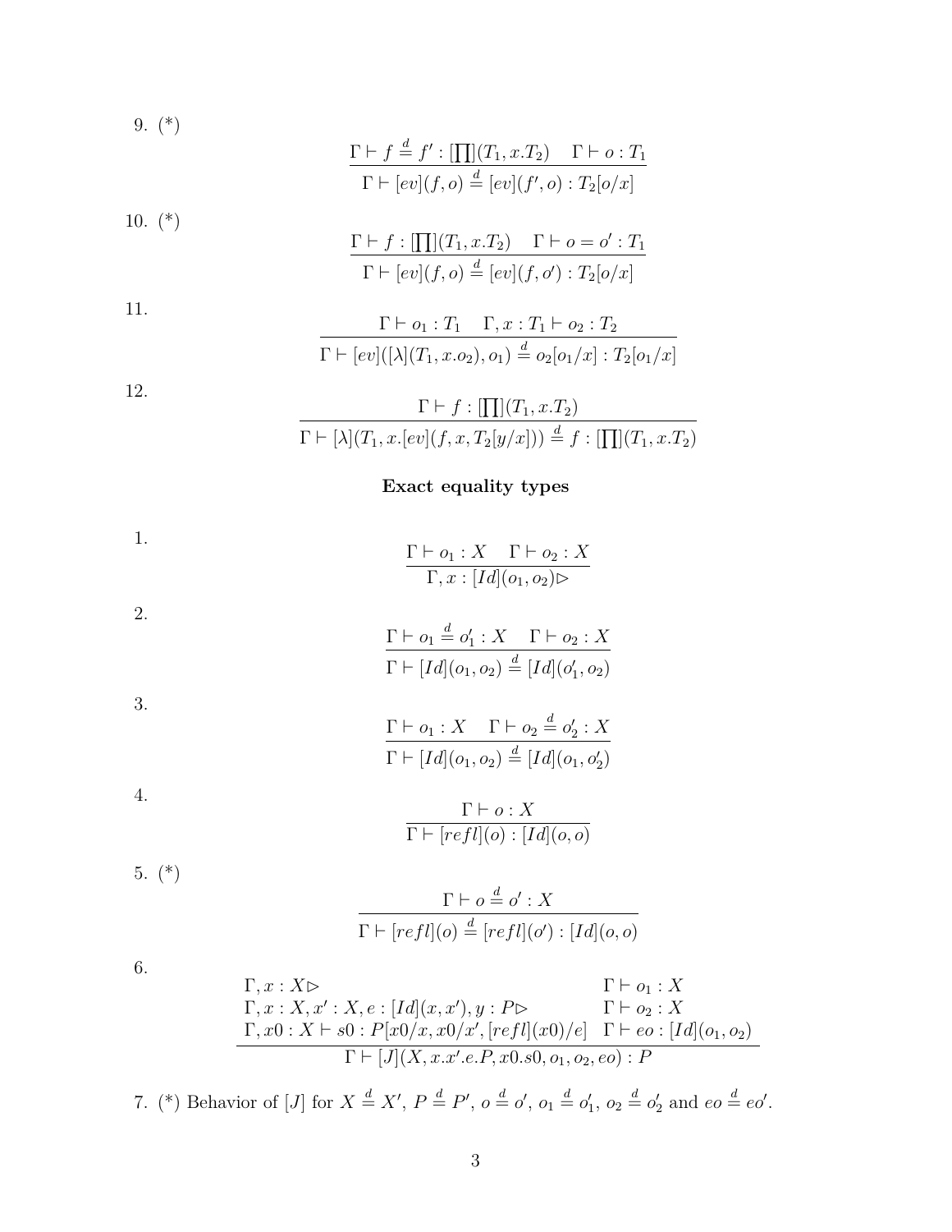9. (*)

$$\frac{\Gamma \vdash f \stackrel{d}{=} f' : [\prod](T_1, x.T_2) \quad \Gamma \vdash o : T_1}{\Gamma \vdash [ev](f, o) \stackrel{d}{=} [ev](f', o) : T_2[o/x]}$$

10. (*)

$$\frac{\Gamma \vdash f : [\prod](T_1, x.T_2) \quad \Gamma \vdash o = o' : T_1}{\Gamma \vdash [ev](f, o) \stackrel{d}{=} [ev](f, o') : T_2[o/x]}$$

11.

$$\frac{\Gamma \vdash o_1 : T_1 \quad \Gamma, x : T_1 \vdash o_2 : T_2}{\Gamma \vdash [ev]([\lambda](T_1, x.o_2), o_1) \stackrel{d}{=} o_2[o_1/x] : T_2[o_1/x]}$$

12.

$$\frac{\Gamma \vdash f : [\prod](T_1, x.T_2)}{\Gamma \vdash [\lambda](T_1, x.[ev](f, x, T_2[y/x])) \stackrel{d}{=} f : [\prod](T_1, x.T_2)}$$

## Exact equality types

1.

$$\frac{\Gamma \vdash o_1 : X \quad \Gamma \vdash o_2 : X}{\Gamma, x : [Id](o_1, o_2) \rhd}$$

2.

$$\frac{\Gamma \vdash o_1 \stackrel{d}{=} o_1' : X \quad \Gamma \vdash o_2 : X}{\Gamma \vdash [Id](o_1, o_2) \stackrel{d}{=} [Id](o_1', o_2)}$$

3.

$$\frac{\Gamma \vdash o_1 : X \quad \Gamma \vdash o_2 \stackrel{d}{=} o_2' : X}{\Gamma \vdash [Id](o_1, o_2) \stackrel{d}{=} [Id](o_1, o_2')}$$

4.

$$\frac{\Gamma \vdash o : X}{\Gamma \vdash [refl](o) : [Id](o, o)}$$

5. (*)

$$\frac{\Gamma \vdash o \stackrel{d}{=} o' : X}{\Gamma \vdash [refl](o) \stackrel{d}{=} [refl](o') : [Id](o, o)}$$

6.

$$\frac{\begin{array}{ll} \Gamma, x : X \rhd & \Gamma \vdash o_1 : X \\ \Gamma, x : X, x' : X, e : [Id](x, x'), y : P \rhd & \Gamma \vdash o_2 : X \\ \Gamma, x0 : X \vdash s0 : P[x0/x, x0/x', [refl](x0)/e] & \Gamma \vdash eo : [Id](o_1, o_2) \end{array}}{\Gamma \vdash [J](X, x.x'.e.P, x0.s0, o_1, o_2, eo) : P}$$

7. (*) Behavior of $[J]$ for $X \stackrel{d}{=} X'$, $P \stackrel{d}{=} P'$, $o \stackrel{d}{=} o'$, $o_1 \stackrel{d}{=} o_1'$, $o_2 \stackrel{d}{=} o_2'$ and $eo \stackrel{d}{=} eo'$.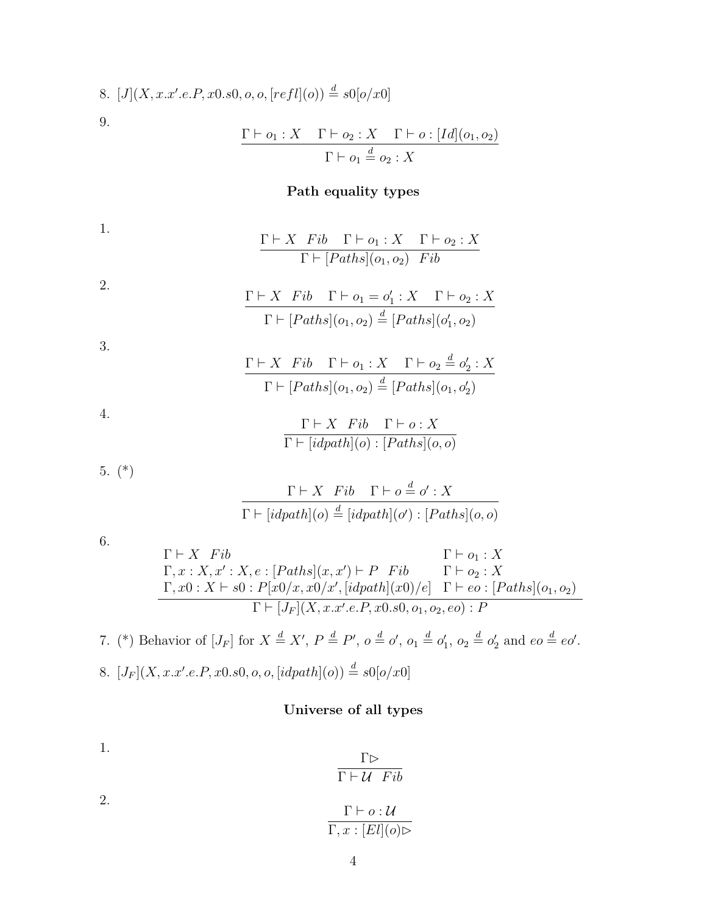8. $[J](X, x.x'.e.P, x0.s0, o, o, [refl](o)) \stackrel{d}{=} s0[o/x0]$

9.

$$\frac{\Gamma \vdash o_1 : X \quad \Gamma \vdash o_2 : X \quad \Gamma \vdash o : [Id](o_1, o_2)}{\Gamma \vdash o_1 \stackrel{d}{=} o_2 : X}$$

**Path equality types**

1.

$$\frac{\Gamma \vdash X \;\; Fib \quad \Gamma \vdash o_1 : X \quad \Gamma \vdash o_2 : X}{\Gamma \vdash [Paths](o_1, o_2) \;\; Fib}$$

2.

$$\frac{\Gamma \vdash X \;\; Fib \quad \Gamma \vdash o_1 = o_1' : X \quad \Gamma \vdash o_2 : X}{\Gamma \vdash [Paths](o_1, o_2) \stackrel{d}{=} [Paths](o_1', o_2)}$$

3.

$$\frac{\Gamma \vdash X \;\; Fib \quad \Gamma \vdash o_1 : X \quad \Gamma \vdash o_2 \stackrel{d}{=} o_2' : X}{\Gamma \vdash [Paths](o_1, o_2) \stackrel{d}{=} [Paths](o_1, o_2')}$$

4.

$$\frac{\Gamma \vdash X \;\; Fib \quad \Gamma \vdash o : X}{\Gamma \vdash [idpath](o) : [Paths](o, o)}$$

5. (*)

$$\frac{\Gamma \vdash X \;\; Fib \quad \Gamma \vdash o \stackrel{d}{=} o' : X}{\Gamma \vdash [idpath](o) \stackrel{d}{=} [idpath](o') : [Paths](o, o)}$$

6.

$$\frac{\begin{array}{ll} \Gamma \vdash X \;\; Fib & \Gamma \vdash o_1 : X \\ \Gamma, x : X, x' : X, e : [Paths](x, x') \vdash P \;\; Fib & \Gamma \vdash o_2 : X \\ \Gamma, x0 : X \vdash s0 : P[x0/x, x0/x', [idpath](x0)/e] & \Gamma \vdash eo : [Paths](o_1, o_2) \end{array}}{\Gamma \vdash [J_F](X, x.x'.e.P, x0.s0, o_1, o_2, eo) : P}$$

7. (*) Behavior of $[J_F]$ for $X \stackrel{d}{=} X'$, $P \stackrel{d}{=} P'$, $o \stackrel{d}{=} o'$, $o_1 \stackrel{d}{=} o_1'$, $o_2 \stackrel{d}{=} o_2'$ and $eo \stackrel{d}{=} eo'$.

8. $[J_F](X, x.x'.e.P, x0.s0, o, o, [idpath](o)) \stackrel{d}{=} s0[o/x0]$

**Universe of all types**

1.

$$\frac{\Gamma \rhd}{\Gamma \vdash \mathcal{U} \;\; Fib}$$

2.

$$\frac{\Gamma \vdash o : \mathcal{U}}{\Gamma, x : [El](o) \rhd}$$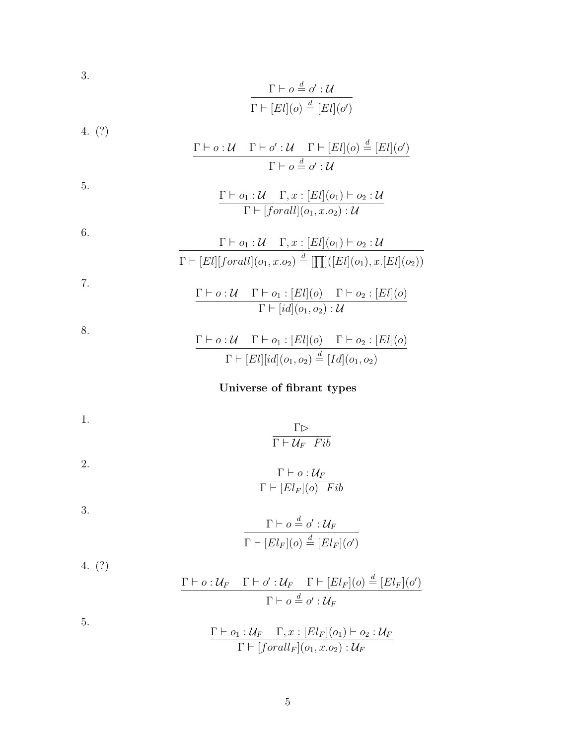3.

$$\frac{\Gamma \vdash o \stackrel{d}{=} o' : \mathcal{U}}{\Gamma \vdash [El](o) \stackrel{d}{=} [El](o')}$$

4. (?)

$$\frac{\Gamma \vdash o : \mathcal{U} \quad \Gamma \vdash o' : \mathcal{U} \quad \Gamma \vdash [El](o) \stackrel{d}{=} [El](o')}{\Gamma \vdash o \stackrel{d}{=} o' : \mathcal{U}}$$

5.

$$\frac{\Gamma \vdash o_1 : \mathcal{U} \quad \Gamma, x : [El](o_1) \vdash o_2 : \mathcal{U}}{\Gamma \vdash [forall](o_1, x.o_2) : \mathcal{U}}$$

6.

$$\frac{\Gamma \vdash o_1 : \mathcal{U} \quad \Gamma, x : [El](o_1) \vdash o_2 : \mathcal{U}}{\Gamma \vdash [El][forall](o_1, x.o_2) \stackrel{d}{=} [\prod]([El](o_1), x.[El](o_2))}$$

7.

$$\frac{\Gamma \vdash o : \mathcal{U} \quad \Gamma \vdash o_1 : [El](o) \quad \Gamma \vdash o_2 : [El](o)}{\Gamma \vdash [id](o_1, o_2) : \mathcal{U}}$$

8.

$$\frac{\Gamma \vdash o : \mathcal{U} \quad \Gamma \vdash o_1 : [El](o) \quad \Gamma \vdash o_2 : [El](o)}{\Gamma \vdash [El][id](o_1, o_2) \stackrel{d}{=} [Id](o_1, o_2)}$$

## Universe of fibrant types

1.

$$\frac{\Gamma \rhd}{\Gamma \vdash \mathcal{U}_F \quad Fib}$$

2.

$$\frac{\Gamma \vdash o : \mathcal{U}_F}{\Gamma \vdash [El_F](o) \quad Fib}$$

3.

$$\frac{\Gamma \vdash o \stackrel{d}{=} o' : \mathcal{U}_F}{\Gamma \vdash [El_F](o) \stackrel{d}{=} [El_F](o')}$$

4. (?)

$$\frac{\Gamma \vdash o : \mathcal{U}_F \quad \Gamma \vdash o' : \mathcal{U}_F \quad \Gamma \vdash [El_F](o) \stackrel{d}{=} [El_F](o')}{\Gamma \vdash o \stackrel{d}{=} o' : \mathcal{U}_F}$$

5.

$$\frac{\Gamma \vdash o_1 : \mathcal{U}_F \quad \Gamma, x : [El_F](o_1) \vdash o_2 : \mathcal{U}_F}{\Gamma \vdash [forall_F](o_1, x.o_2) : \mathcal{U}_F}$$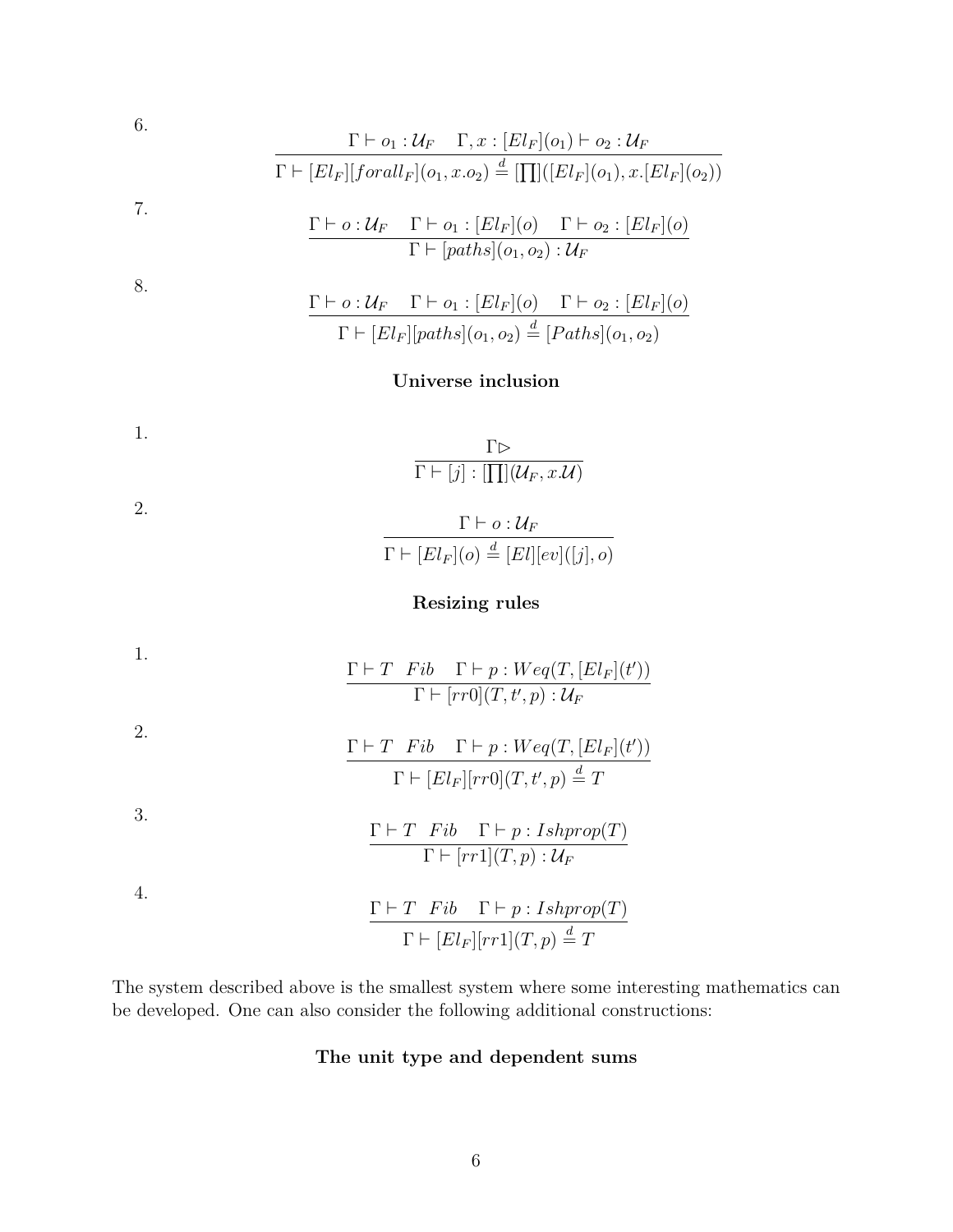6.

$$\frac{\Gamma \vdash o_1 : \mathcal{U}_F \quad \Gamma, x : [El_F](o_1) \vdash o_2 : \mathcal{U}_F}{\Gamma \vdash [El_F][forall_F](o_1, x.o_2) \stackrel{d}{=} [\prod]([El_F](o_1), x.[El_F](o_2))}$$

7.

$$\frac{\Gamma \vdash o : \mathcal{U}_F \quad \Gamma \vdash o_1 : [El_F](o) \quad \Gamma \vdash o_2 : [El_F](o)}{\Gamma \vdash [paths](o_1, o_2) : \mathcal{U}_F}$$

8.

$$\frac{\Gamma \vdash o : \mathcal{U}_F \quad \Gamma \vdash o_1 : [El_F](o) \quad \Gamma \vdash o_2 : [El_F](o)}{\Gamma \vdash [El_F][paths](o_1, o_2) \stackrel{d}{=} [Paths](o_1, o_2)}$$

### Universe inclusion

1.

$$\frac{\Gamma \rhd}{\Gamma \vdash [j] : [\prod](\mathcal{U}_F, x.\mathcal{U})}$$

2.

$$\frac{\Gamma \vdash o : \mathcal{U}_F}{\Gamma \vdash [El_F](o) \stackrel{d}{=} [El][ev]([j], o)}$$

### Resizing rules

1.

$$\frac{\Gamma \vdash T \quad Fib \quad \Gamma \vdash p : Weq(T, [El_F](t'))}{\Gamma \vdash [rr0](T, t', p) : \mathcal{U}_F}$$

2.

$$\frac{\Gamma \vdash T \quad Fib \quad \Gamma \vdash p : Weq(T, [El_F](t'))}{\Gamma \vdash [El_F][rr0](T, t', p) \stackrel{d}{=} T}$$

3.

$$\frac{\Gamma \vdash T \quad Fib \quad \Gamma \vdash p : Ishprop(T)}{\Gamma \vdash [rr1](T, p) : \mathcal{U}_F}$$

4.

$$\frac{\Gamma \vdash T \quad Fib \quad \Gamma \vdash p : Ishprop(T)}{\Gamma \vdash [El_F][rr1](T, p) \stackrel{d}{=} T}$$

The system described above is the smallest system where some interesting mathematics can be developed. One can also consider the following additional constructions:

### The unit type and dependent sums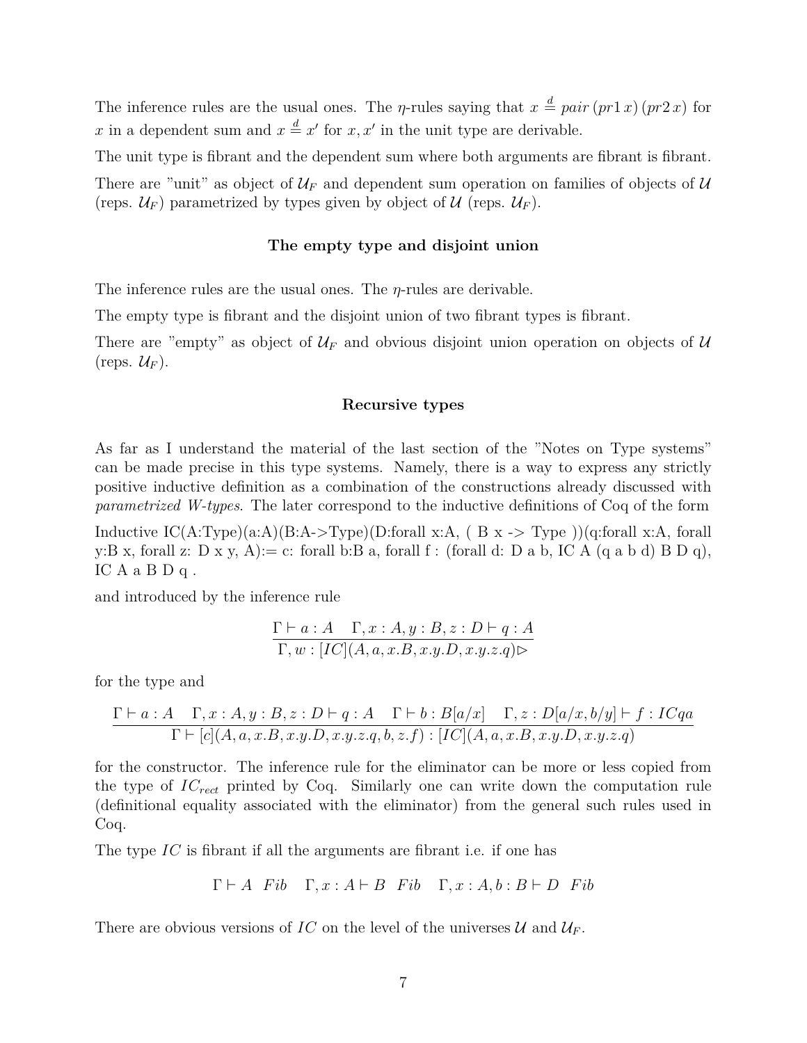The inference rules are the usual ones. The $\eta$-rules saying that $x \stackrel{d}{=} pair\,(pr1\,x)\,(pr2\,x)$ for $x$ in a dependent sum and $x \stackrel{d}{=} x'$ for $x, x'$ in the unit type are derivable.

The unit type is fibrant and the dependent sum where both arguments are fibrant is fibrant.

There are "unit" as object of $\mathcal{U}_F$ and dependent sum operation on families of objects of $\mathcal{U}$ (reps. $\mathcal{U}_F$) parametrized by types given by object of $\mathcal{U}$ (reps. $\mathcal{U}_F$).

### The empty type and disjoint union

The inference rules are the usual ones. The $\eta$-rules are derivable.

The empty type is fibrant and the disjoint union of two fibrant types is fibrant.

There are "empty" as object of $\mathcal{U}_F$ and obvious disjoint union operation on objects of $\mathcal{U}$ (reps. $\mathcal{U}_F$).

### Recursive types

As far as I understand the material of the last section of the "Notes on Type systems" can be made precise in this type systems. Namely, there is a way to express any strictly positive inductive definition as a combination of the constructions already discussed with *parametrized W-types*. The later correspond to the inductive definitions of Coq of the form

Inductive IC(A:Type)(a:A)(B:A->Type)(D:forall x:A, ( B x -> Type ))(q:forall x:A, forall y:B x, forall z: D x y, A):= c: forall b:B a, forall f : (forall d: D a b, IC A (q a b d) B D q), IC A a B D q .

and introduced by the inference rule

$$\frac{\Gamma \vdash a : A \quad \Gamma, x : A, y : B, z : D \vdash q : A}{\Gamma, w : [IC](A, a, x.B, x.y.D, x.y.z.q) \rhd}$$

for the type and

$$\frac{\Gamma \vdash a : A \quad \Gamma, x : A, y : B, z : D \vdash q : A \quad \Gamma \vdash b : B[a/x] \quad \Gamma, z : D[a/x, b/y] \vdash f : ICqa}{\Gamma \vdash [c](A, a, x.B, x.y.D, x.y.z.q, b, z.f) : [IC](A, a, x.B, x.y.D, x.y.z.q)}$$

for the constructor. The inference rule for the eliminator can be more or less copied from the type of $IC_{rect}$ printed by Coq. Similarly one can write down the computation rule (definitional equality associated with the eliminator) from the general such rules used in Coq.

The type $IC$ is fibrant if all the arguments are fibrant i.e. if one has

$$\Gamma \vdash A \;\; Fib \quad \Gamma, x : A \vdash B \;\; Fib \quad \Gamma, x : A, b : B \vdash D \;\; Fib$$

There are obvious versions of $IC$ on the level of the universes $\mathcal{U}$ and $\mathcal{U}_F$.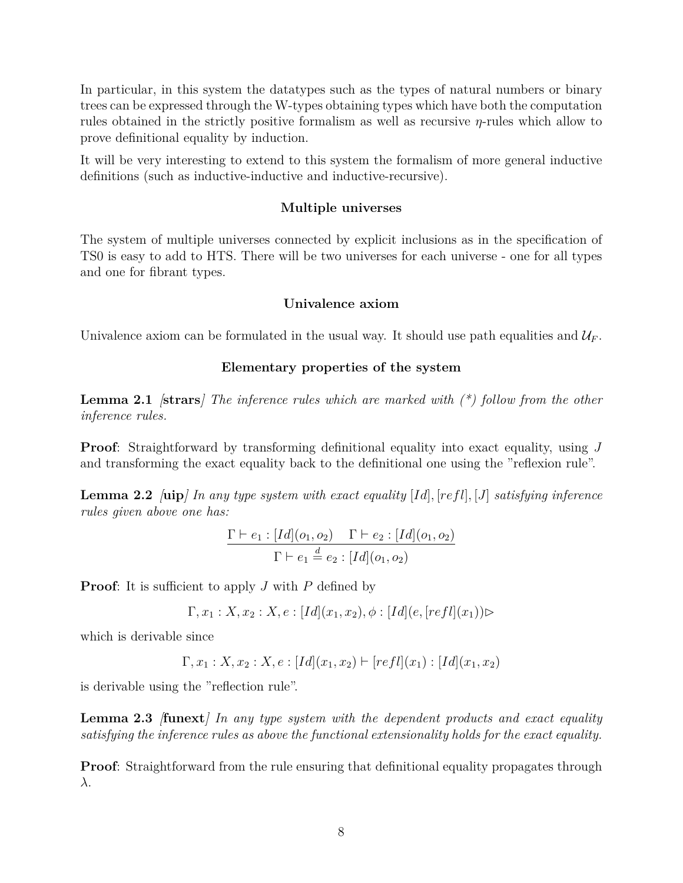In particular, in this system the datatypes such as the types of natural numbers or binary trees can be expressed through the W-types obtaining types which have both the computation rules obtained in the strictly positive formalism as well as recursive $\eta$-rules which allow to prove definitional equality by induction.

It will be very interesting to extend to this system the formalism of more general inductive definitions (such as inductive-inductive and inductive-recursive).

### Multiple universes

The system of multiple universes connected by explicit inclusions as in the specification of TS0 is easy to add to HTS. There will be two universes for each universe - one for all types and one for fibrant types.

### Univalence axiom

Univalence axiom can be formulated in the usual way. It should use path equalities and $\mathcal{U}_F$.

### Elementary properties of the system

**Lemma 2.1** *[**strars**] The inference rules which are marked with (\*) follow from the other inference rules.*

**Proof**: Straightforward by transforming definitional equality into exact equality, using $J$ and transforming the exact equality back to the definitional one using the "reflexion rule".

**Lemma 2.2** *[**uip**] In any type system with exact equality $[Id], [refl], [J]$ satisfying inference rules given above one has:*

$$\frac{\Gamma \vdash e_1 : [Id](o_1, o_2) \quad \Gamma \vdash e_2 : [Id](o_1, o_2)}{\Gamma \vdash e_1 \stackrel{d}{=} e_2 : [Id](o_1, o_2)}$$

**Proof**: It is sufficient to apply $J$ with $P$ defined by

$$\Gamma, x_1 : X, x_2 : X, e : [Id](x_1, x_2), \phi : [Id](e, [refl](x_1)) \triangleright$$

which is derivable since

$$\Gamma, x_1 : X, x_2 : X, e : [Id](x_1, x_2) \vdash [refl](x_1) : [Id](x_1, x_2)$$

is derivable using the "reflection rule".

**Lemma 2.3** *[**funext**] In any type system with the dependent products and exact equality satisfying the inference rules as above the functional extensionality holds for the exact equality.*

**Proof**: Straightforward from the rule ensuring that definitional equality propagates through $\lambda$.